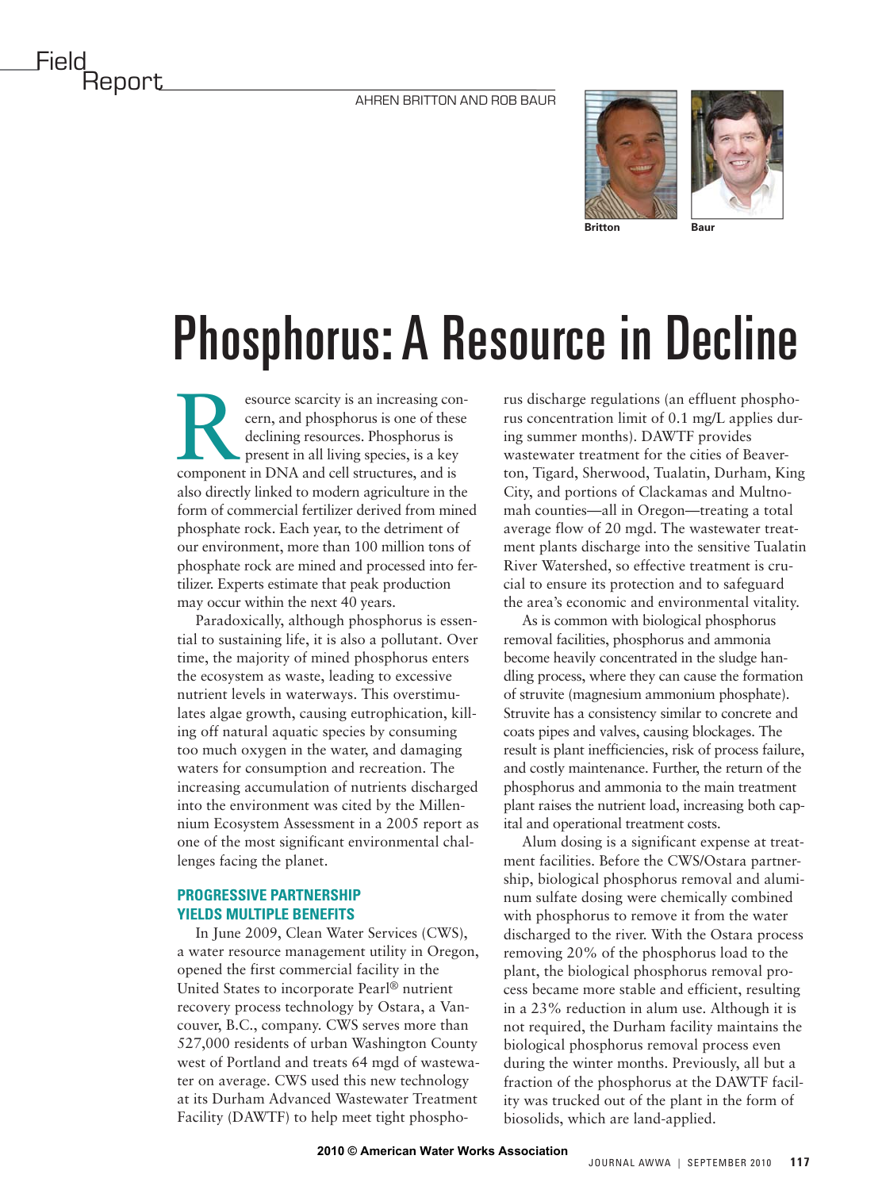Field Report

AHREN BRITTON AND ROB BAUR

Britton Baur

# Phosphorus: A Resource in Decline

Resource scarcity is an increasing concern, and phosphorus is one of these declining resources. Phosphorus is present in all living species, is a key component in DNA and cell structures, and is also directly linked to modern agriculture in the form of commercial fertilizer derived from mined phosphate rock. Each year, to the detriment of our environment, more than 100 million tons of phosphate rock are mined and processed into fertilizer. Experts estimate that peak production may occur within the next 40 years.

Paradoxically, although phosphorus is essential to sustaining life, it is also a pollutant. Over time, the majority of mined phosphorus enters the ecosystem as waste, leading to excessive nutrient levels in waterways. This overstimulates algae growth, causing eutrophication, killing off natural aquatic species by consuming too much oxygen in the water, and damaging waters for consumption and recreation. The increasing accumulation of nutrients discharged into the environment was cited by the Millennium Ecosystem Assessment in a 2005 report as one of the most significant environmental challenges facing the planet.

## PROGRESSIVE PARTNERSHIP YIELDS MULTIPLE BENEFITS

In June 2009, Clean Water Services (CWS), a water resource management utility in Oregon, opened the first commercial facility in the United States to incorporate Pearl® nutrient recovery process technology by Ostara, a Vancouver, B.C., company. CWS serves more than 527,000 residents of urban Washington County west of Portland and treats 64 mgd of wastewater on average. CWS used this new technology at its Durham Advanced Wastewater Treatment Facility (DAWTF) to help meet tight phosphorus discharge regulations (an effluent phosphorus concentration limit of 0.1 mg/L applies during summer months). DAWTF provides wastewater treatment for the cities of Beaverton, Tigard, Sherwood, Tualatin, Durham, King City, and portions of Clackamas and Multnomah counties—all in Oregon—treating a total average flow of 20 mgd. The wastewater treatment plants discharge into the sensitive Tualatin River Watershed, so effective treatment is crucial to ensure its protection and to safeguard the area's economic and environmental vitality.

As is common with biological phosphorus removal facilities, phosphorus and ammonia become heavily concentrated in the sludge handling process, where they can cause the formation of struvite (magnesium ammonium phosphate). Struvite has a consistency similar to concrete and coats pipes and valves, causing blockages. The result is plant inefficiencies, risk of process failure, and costly maintenance. Further, the return of the phosphorus and ammonia to the main treatment plant raises the nutrient load, increasing both capital and operational treatment costs.

Alum dosing is a significant expense at treatment facilities. Before the CWS/Ostara partnership, biological phosphorus removal and aluminum sulfate dosing were chemically combined with phosphorus to remove it from the water discharged to the river. With the Ostara process removing 20% of the phosphorus load to the plant, the biological phosphorus removal process became more stable and efficient, resulting in a 23% reduction in alum use. Although it is not required, the Durham facility maintains the biological phosphorus removal process even during the winter months. Previously, all but a fraction of the phosphorus at the DAWTF facility was trucked out of the plant in the form of biosolids, which are land-applied.

2010 © American Water Works Association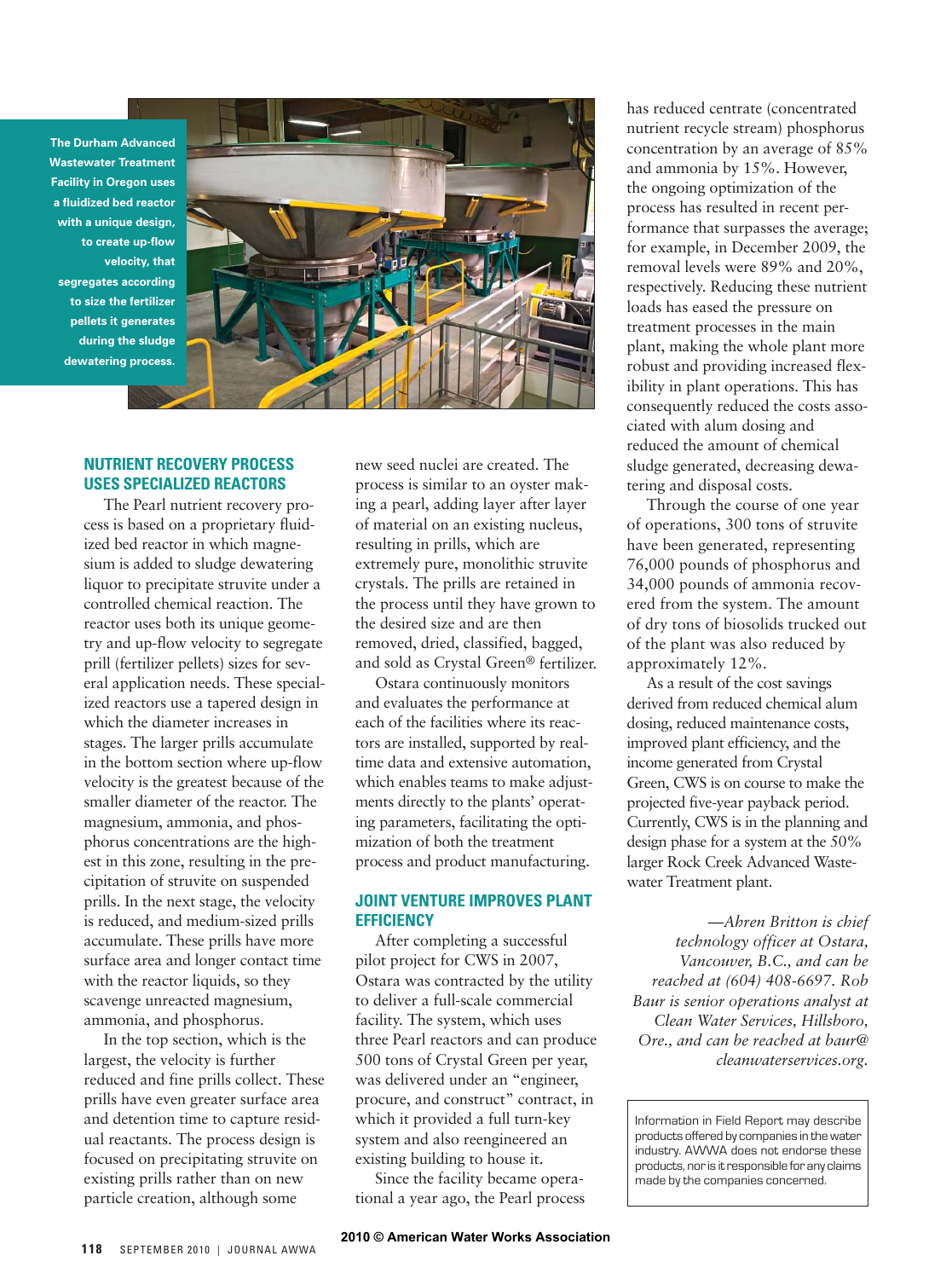The Durham Advanced Wastewater Treatment Facility in Oregon uses a fluidized bed reactor with a unique design, to create up-flow velocity, that segregates according to size the fertilizer pellets it generates during the sludge dewatering process.

## NUTRIENT RECOVERY PROCESS USES SPECIALIZED REACTORS

The Pearl nutrient recovery process is based on a proprietary fluidized bed reactor in which magnesium is added to sludge dewatering liquor to precipitate struvite under a controlled chemical reaction. The reactor uses both its unique geometry and up-flow velocity to segregate prill (fertilizer pellets) sizes for several application needs. These specialized reactors use a tapered design in which the diameter increases in stages. The larger prills accumulate in the bottom section where up-flow velocity is the greatest because of the smaller diameter of the reactor. The magnesium, ammonia, and phosphorus concentrations are the highest in this zone, resulting in the precipitation of struvite on suspended prills. In the next stage, the velocity is reduced, and medium-sized prills accumulate. These prills have more surface area and longer contact time with the reactor liquids, so they scavenge unreacted magnesium, ammonia, and phosphorus.

In the top section, which is the largest, the velocity is further reduced and fine prills collect. These prills have even greater surface area and detention time to capture residual reactants. The process design is focused on precipitating struvite on existing prills rather than on new particle creation, although some new seed nuclei are created. The process is similar to an oyster making a pearl, adding layer after layer of material on an existing nucleus, resulting in prills, which are extremely pure, monolithic struvite crystals. The prills are retained in the process until they have grown to the desired size and are then removed, dried, classified, bagged, and sold as Crystal Green® fertilizer.

Ostara continuously monitors and evaluates the performance at each of the facilities where its reactors are installed, supported by real-time data and extensive automation, which enables teams to make adjustments directly to the plants' operating parameters, facilitating the optimization of both the treatment process and product manufacturing.

## JOINT VENTURE IMPROVES PLANT EFFICIENCY

After completing a successful pilot project for CWS in 2007, Ostara was contracted by the utility to deliver a full-scale commercial facility. The system, which uses three Pearl reactors and can produce 500 tons of Crystal Green per year, was delivered under an "engineer, procure, and construct" contract, in which it provided a full turn-key system and also reengineered an existing building to house it.

Since the facility became operational a year ago, the Pearl process has reduced centrate (concentrated nutrient recycle stream) phosphorus concentration by an average of 85% and ammonia by 15%. However, the ongoing optimization of the process has resulted in recent performance that surpasses the average; for example, in December 2009, the removal levels were 89% and 20%, respectively. Reducing these nutrient loads has eased the pressure on treatment processes in the main plant, making the whole plant more robust and providing increased flexibility in plant operations. This has consequently reduced the costs associated with alum dosing and reduced the amount of chemical sludge generated, decreasing dewatering and disposal costs.

Through the course of one year of operations, 300 tons of struvite have been generated, representing 76,000 pounds of phosphorus and 34,000 pounds of ammonia recovered from the system. The amount of dry tons of biosolids trucked out of the plant was also reduced by approximately 12%.

As a result of the cost savings derived from reduced chemical alum dosing, reduced maintenance costs, improved plant efficiency, and the income generated from Crystal Green, CWS is on course to make the projected five-year payback period. Currently, CWS is in the planning and design phase for a system at the 50% larger Rock Creek Advanced Wastewater Treatment plant.

*—Ahren Britton is chief technology officer at Ostara, Vancouver, B.C., and can be reached at (604) 408-6697. Rob Baur is senior operations analyst at Clean Water Services, Hillsboro, Ore., and can be reached at baur@cleanwaterservices.org.*

Information in Field Report may describe products offered by companies in the water industry. AWWA does not endorse these products, nor is it responsible for any claims made by the companies concerned.

2010 © American Water Works Association